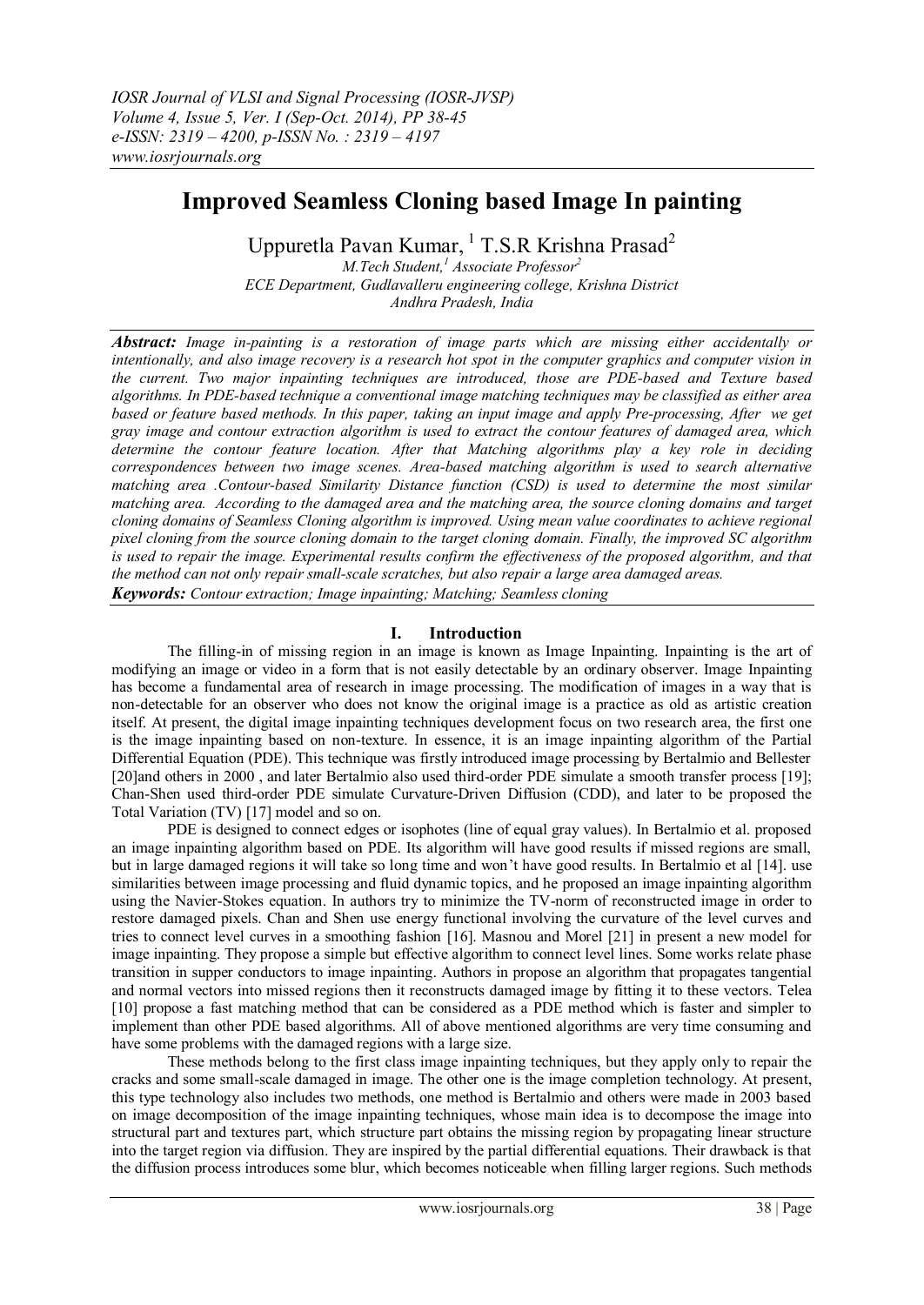# Improved Seamless Cloning based Image In painting

Uppuretla Pavan Kumar, [1] T.S.R Krishna Prasad[2]

*M.Tech Student,[1] Associate Professor[2]*
*ECE Department, Gudlavalleru engineering college, Krishna District*
*Andhra Pradesh, India*

***Abstract:*** *Image in-painting is a restoration of image parts which are missing either accidentally or intentionally, and also image recovery is a research hot spot in the computer graphics and computer vision in the current. Two major inpainting techniques are introduced, those are PDE-based and Texture based algorithms. In PDE-based technique a conventional image matching techniques may be classified as either area based or feature based methods. In this paper, taking an input image and apply Pre-processing, After we get gray image and contour extraction algorithm is used to extract the contour features of damaged area, which determine the contour feature location. After that Matching algorithms play a key role in deciding correspondences between two image scenes. Area-based matching algorithm is used to search alternative matching area .Contour-based Similarity Distance function (CSD) is used to determine the most similar matching area. According to the damaged area and the matching area, the source cloning domains and target cloning domains of Seamless Cloning algorithm is improved. Using mean value coordinates to achieve regional pixel cloning from the source cloning domain to the target cloning domain. Finally, the improved SC algorithm is used to repair the image. Experimental results confirm the effectiveness of the proposed algorithm, and that the method can not only repair small-scale scratches, but also repair a large area damaged areas.*

***Keywords:*** *Contour extraction; Image inpainting; Matching; Seamless cloning*

## I. Introduction

The filling-in of missing region in an image is known as Image Inpainting. Inpainting is the art of modifying an image or video in a form that is not easily detectable by an ordinary observer. Image Inpainting has become a fundamental area of research in image processing. The modification of images in a way that is non-detectable for an observer who does not know the original image is a practice as old as artistic creation itself. At present, the digital image inpainting techniques development focus on two research area, the first one is the image inpainting based on non-texture. In essence, it is an image inpainting algorithm of the Partial Differential Equation (PDE). This technique was firstly introduced image processing by Bertalmio and Bellester [20]and others in 2000 , and later Bertalmio also used third-order PDE simulate a smooth transfer process [19]; Chan-Shen used third-order PDE simulate Curvature-Driven Diffusion (CDD), and later to be proposed the Total Variation (TV) [17] model and so on.

PDE is designed to connect edges or isophotes (line of equal gray values). In Bertalmio et al. proposed an image inpainting algorithm based on PDE. Its algorithm will have good results if missed regions are small, but in large damaged regions it will take so long time and won't have good results. In Bertalmio et al [14]. use similarities between image processing and fluid dynamic topics, and he proposed an image inpainting algorithm using the Navier-Stokes equation. In authors try to minimize the TV-norm of reconstructed image in order to restore damaged pixels. Chan and Shen use energy functional involving the curvature of the level curves and tries to connect level curves in a smoothing fashion [16]. Masnou and Morel [21] in present a new model for image inpainting. They propose a simple but effective algorithm to connect level lines. Some works relate phase transition in supper conductors to image inpainting. Authors in propose an algorithm that propagates tangential and normal vectors into missed regions then it reconstructs damaged image by fitting it to these vectors. Telea [10] propose a fast matching method that can be considered as a PDE method which is faster and simpler to implement than other PDE based algorithms. All of above mentioned algorithms are very time consuming and have some problems with the damaged regions with a large size.

These methods belong to the first class image inpainting techniques, but they apply only to repair the cracks and some small-scale damaged in image. The other one is the image completion technology. At present, this type technology also includes two methods, one method is Bertalmio and others were made in 2003 based on image decomposition of the image inpainting techniques, whose main idea is to decompose the image into structural part and textures part, which structure part obtains the missing region by propagating linear structure into the target region via diffusion. They are inspired by the partial differential equations. Their drawback is that the diffusion process introduces some blur, which becomes noticeable when filling larger regions. Such methods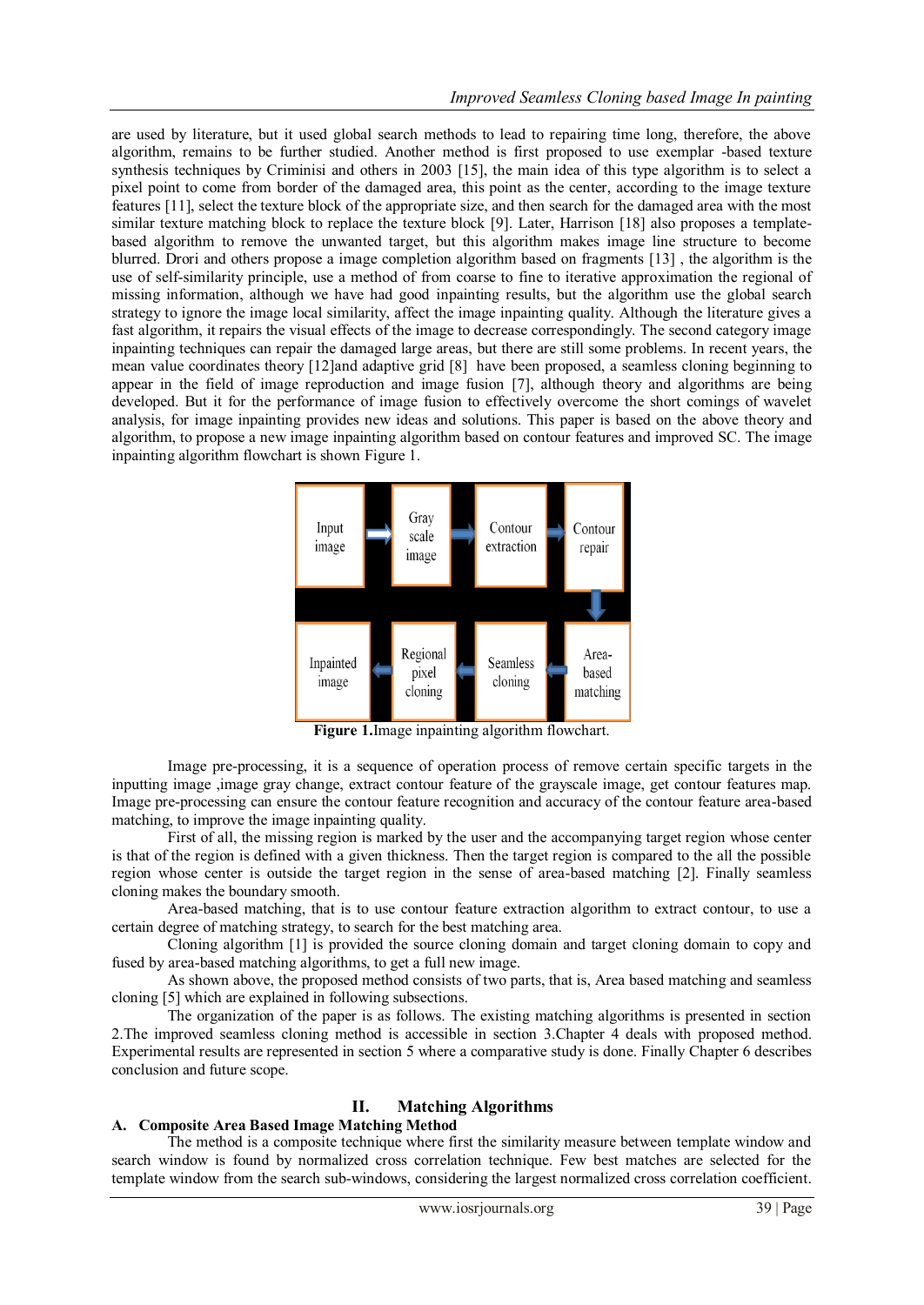are used by literature, but it used global search methods to lead to repairing time long, therefore, the above algorithm, remains to be further studied. Another method is first proposed to use exemplar -based texture synthesis techniques by Criminisi and others in 2003 [15], the main idea of this type algorithm is to select a pixel point to come from border of the damaged area, this point as the center, according to the image texture features [11], select the texture block of the appropriate size, and then search for the damaged area with the most similar texture matching block to replace the texture block [9]. Later, Harrison [18] also proposes a template-based algorithm to remove the unwanted target, but this algorithm makes image line structure to become blurred. Drori and others propose a image completion algorithm based on fragments [13] , the algorithm is the use of self-similarity principle, use a method of from coarse to fine to iterative approximation the regional of missing information, although we have had good inpainting results, but the algorithm use the global search strategy to ignore the image local similarity, affect the image inpainting quality. Although the literature gives a fast algorithm, it repairs the visual effects of the image to decrease correspondingly. The second category image inpainting techniques can repair the damaged large areas, but there are still some problems. In recent years, the mean value coordinates theory [12]and adaptive grid [8] have been proposed, a seamless cloning beginning to appear in the field of image reproduction and image fusion [7], although theory and algorithms are being developed. But it for the performance of image fusion to effectively overcome the short comings of wavelet analysis, for image inpainting provides new ideas and solutions. This paper is based on the above theory and algorithm, to propose a new image inpainting algorithm based on contour features and improved SC. The image inpainting algorithm flowchart is shown Figure 1.

| Input image | → | Gray scale image | → | Contour extraction | → | Contour repair |
|---|---|---|---|---|---|---|
| Inpainted image | ← | Regional pixel cloning | ← | Seamless cloning | ← | Area-based matching |

**Figure 1.**Image inpainting algorithm flowchart.

Image pre-processing, it is a sequence of operation process of remove certain specific targets in the inputting image ,image gray change, extract contour feature of the grayscale image, get contour features map. Image pre-processing can ensure the contour feature recognition and accuracy of the contour feature area-based matching, to improve the image inpainting quality.

First of all, the missing region is marked by the user and the accompanying target region whose center is that of the region is defined with a given thickness. Then the target region is compared to the all the possible region whose center is outside the target region in the sense of area-based matching [2]. Finally seamless cloning makes the boundary smooth.

Area-based matching, that is to use contour feature extraction algorithm to extract contour, to use a certain degree of matching strategy, to search for the best matching area.

Cloning algorithm [1] is provided the source cloning domain and target cloning domain to copy and fused by area-based matching algorithms, to get a full new image.

As shown above, the proposed method consists of two parts, that is, Area based matching and seamless cloning [5] which are explained in following subsections.

The organization of the paper is as follows. The existing matching algorithms is presented in section 2.The improved seamless cloning method is accessible in section 3.Chapter 4 deals with proposed method. Experimental results are represented in section 5 where a comparative study is done. Finally Chapter 6 describes conclusion and future scope.

## II. Matching Algorithms

### A. Composite Area Based Image Matching Method

The method is a composite technique where first the similarity measure between template window and search window is found by normalized cross correlation technique. Few best matches are selected for the template window from the search sub-windows, considering the largest normalized cross correlation coefficient.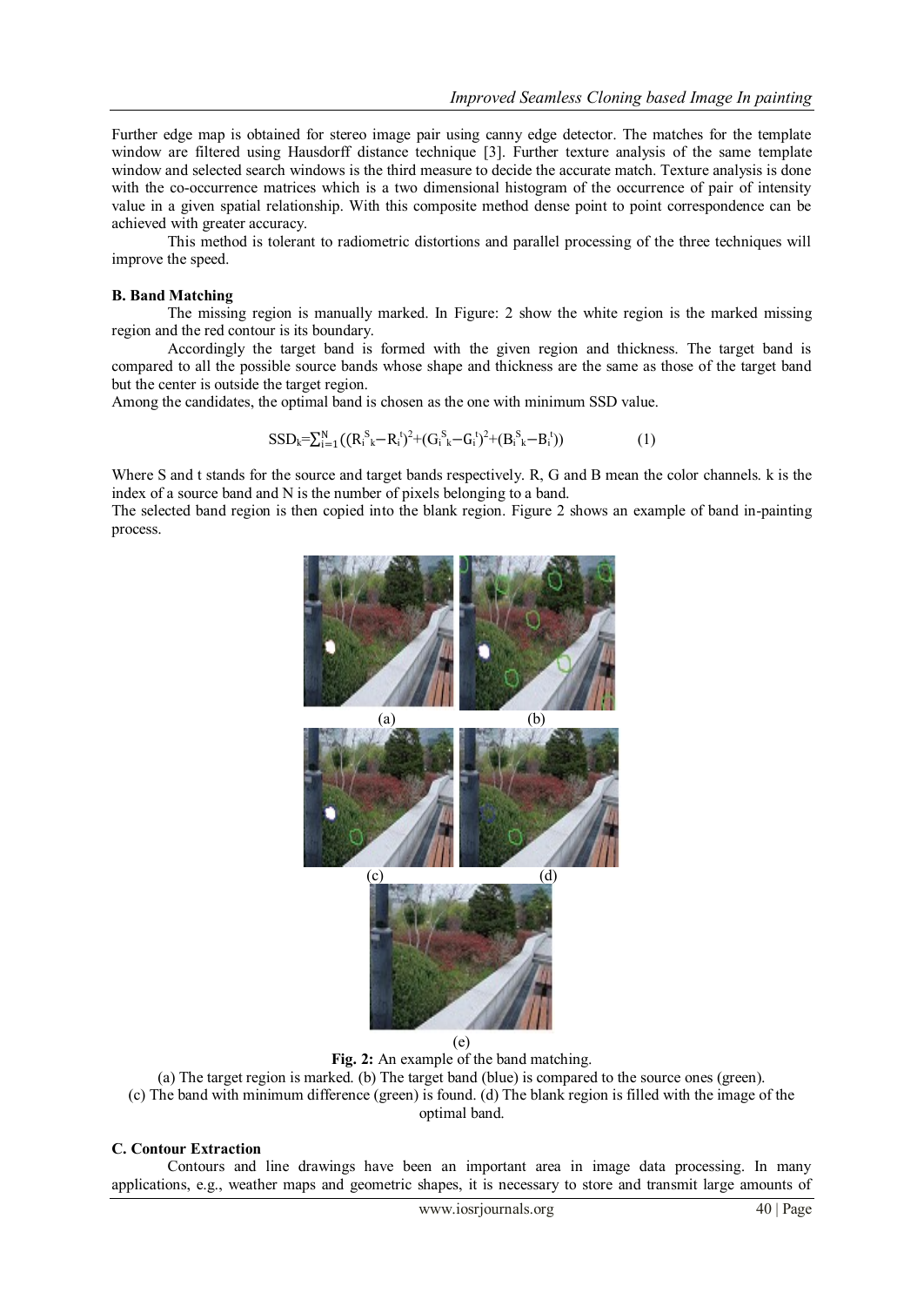Further edge map is obtained for stereo image pair using canny edge detector. The matches for the template window are filtered using Hausdorff distance technique [3]. Further texture analysis of the same template window and selected search windows is the third measure to decide the accurate match. Texture analysis is done with the co-occurrence matrices which is a two dimensional histogram of the occurrence of pair of intensity value in a given spatial relationship. With this composite method dense point to point correspondence can be achieved with greater accuracy.

This method is tolerant to radiometric distortions and parallel processing of the three techniques will improve the speed.

### B. Band Matching

The missing region is manually marked. In Figure: 2 show the white region is the marked missing region and the red contour is its boundary.

Accordingly the target band is formed with the given region and thickness. The target band is compared to all the possible source bands whose shape and thickness are the same as those of the target band but the center is outside the target region.

Among the candidates, the optimal band is chosen as the one with minimum SSD value.

$$SSD_k=\sum_{i=1}^{N}((R_{i\ k}^{S}-R_i^t)^2+(G_{i\ k}^{S}-G_i^t)^2+(B_{i\ k}^{S}-B_i^t)) \qquad (1)$$

Where S and t stands for the source and target bands respectively. R, G and B mean the color channels. k is the index of a source band and N is the number of pixels belonging to a band.

The selected band region is then copied into the blank region. Figure 2 shows an example of band in-painting process.

(a) (b) (c) (d) (e)

**Fig. 2:** An example of the band matching.
(a) The target region is marked. (b) The target band (blue) is compared to the source ones (green).
(c) The band with minimum difference (green) is found. (d) The blank region is filled with the image of the optimal band.

### C. Contour Extraction

Contours and line drawings have been an important area in image data processing. In many applications, e.g., weather maps and geometric shapes, it is necessary to store and transmit large amounts of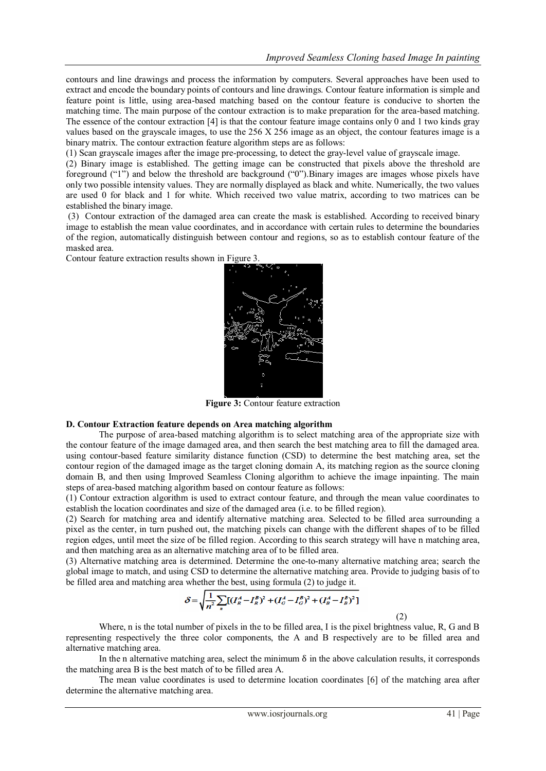contours and line drawings and process the information by computers. Several approaches have been used to extract and encode the boundary points of contours and line drawings. Contour feature information is simple and feature point is little, using area-based matching based on the contour feature is conducive to shorten the matching time. The main purpose of the contour extraction is to make preparation for the area-based matching. The essence of the contour extraction [4] is that the contour feature image contains only 0 and 1 two kinds gray values based on the grayscale images, to use the 256 X 256 image as an object, the contour features image is a binary matrix. The contour extraction feature algorithm steps are as follows:

(1) Scan grayscale images after the image pre-processing, to detect the gray-level value of grayscale image.

(2) Binary image is established. The getting image can be constructed that pixels above the threshold are foreground ("1") and below the threshold are background ("0").Binary images are images whose pixels have only two possible intensity values. They are normally displayed as black and white. Numerically, the two values are used 0 for black and 1 for white. Which received two value matrix, according to two matrices can be established the binary image.

(3) Contour extraction of the damaged area can create the mask is established. According to received binary image to establish the mean value coordinates, and in accordance with certain rules to determine the boundaries of the region, automatically distinguish between contour and regions, so as to establish contour feature of the masked area.

Contour feature extraction results shown in Figure 3.

**Figure 3:** Contour feature extraction

### D. Contour Extraction feature depends on Area matching algorithm

The purpose of area-based matching algorithm is to select matching area of the appropriate size with the contour feature of the image damaged area, and then search the best matching area to fill the damaged area. using contour-based feature similarity distance function (CSD) to determine the best matching area, set the contour region of the damaged image as the target cloning domain A, its matching region as the source cloning domain B, and then using Improved Seamless Cloning algorithm to achieve the image inpainting. The main steps of area-based matching algorithm based on contour feature as follows:

(1) Contour extraction algorithm is used to extract contour feature, and through the mean value coordinates to establish the location coordinates and size of the damaged area (i.e. to be filled region).

(2) Search for matching area and identify alternative matching area. Selected to be filled area surrounding a pixel as the center, in turn pushed out, the matching pixels can change with the different shapes of to be filled region edges, until meet the size of be filled region. According to this search strategy will have n matching area, and then matching area as an alternative matching area of to be filled area.

(3) Alternative matching area is determined. Determine the one-to-many alternative matching area; search the global image to match, and using CSD to determine the alternative matching area. Provide to judging basis of to be filled area and matching area whether the best, using formula (2) to judge it.

$$\delta = \sqrt{\frac{1}{n^2}\sum_{n}[(I_R^A - I_R^B)^2 + (I_G^A - I_G^B)^2 + (I_B^A - I_B^B)^2]} \tag{2}$$

Where, n is the total number of pixels in the to be filled area, I is the pixel brightness value, R, G and B representing respectively the three color components, the A and B respectively are to be filled area and alternative matching area.

In the n alternative matching area, select the minimum δ in the above calculation results, it corresponds the matching area B is the best match of to be filled area A.

The mean value coordinates is used to determine location coordinates [6] of the matching area after determine the alternative matching area.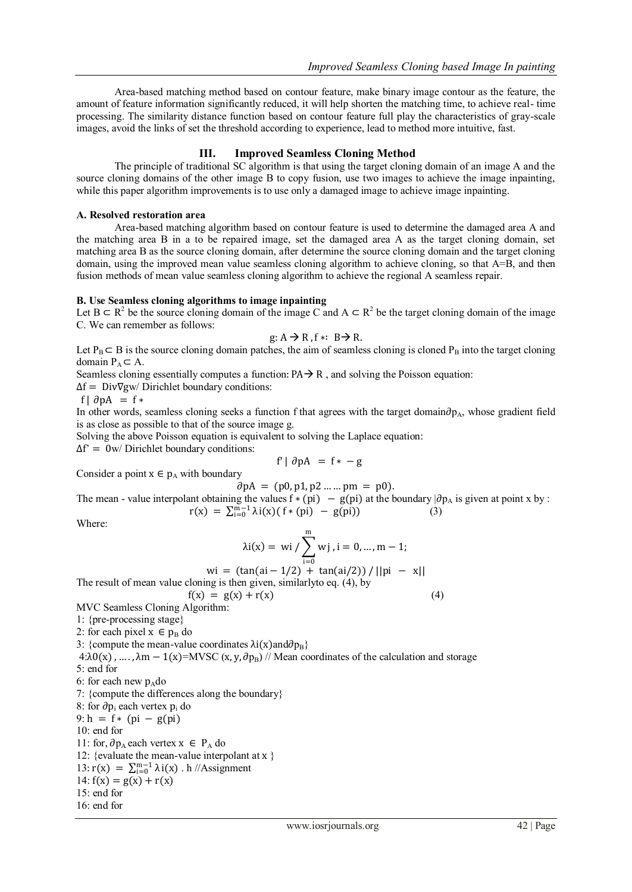Area-based matching method based on contour feature, make binary image contour as the feature, the amount of feature information significantly reduced, it will help shorten the matching time, to achieve real- time processing. The similarity distance function based on contour feature full play the characteristics of gray-scale images, avoid the links of set the threshold according to experience, lead to method more intuitive, fast.

## III. Improved Seamless Cloning Method

The principle of traditional SC algorithm is that using the target cloning domain of an image A and the source cloning domains of the other image B to copy fusion, use two images to achieve the image inpainting, while this paper algorithm improvements is to use only a damaged image to achieve image inpainting.

### A. Resolved restoration area

Area-based matching algorithm based on contour feature is used to determine the damaged area A and the matching area B in a to be repaired image, set the damaged area A as the target cloning domain, set matching area B as the source cloning domain, after determine the source cloning domain and the target cloning domain, using the improved mean value seamless cloning algorithm to achieve cloning, so that A=B, and then fusion methods of mean value seamless cloning algorithm to achieve the regional A seamless repair.

### B. Use Seamless cloning algorithms to image inpainting

Let $B \subset R^2$ be the source cloning domain of the image C and $A \subset R^2$ be the target cloning domain of the image C. We can remember as follows:

$$g: A \rightarrow R,\ f*: B \rightarrow R.$$

Let $P_B \subset B$ is the source cloning domain patches, the aim of seamless cloning is cloned $P_B$ into the target cloning domain $P_A \subset A$.

Seamless cloning essentially computes a function: $PA \rightarrow R$ , and solving the Poisson equation:

$\Delta f = \mathrm{Div}\nabla g$w/ Dirichlet boundary conditions:

$f \mid \partial pA = f*$

In other words, seamless cloning seeks a function f that agrees with the target domain$\partial p_A$, whose gradient field is as close as possible to that of the source image g.

Solving the above Poisson equation is equivalent to solving the Laplace equation:

$\Delta f' = 0$w/ Dirichlet boundary conditions:

$$f' \mid \partial pA = f* - g$$

Consider a point $x \in p_A$ with boundary

$$\partial pA = (p0, p1, p2 \ldots\ldots pm = p0).$$

The mean - value interpolant obtaining the values $f*(pi) - g(pi)$ at the boundary $|\partial p_A$ is given at point x by :

$$r(x) = \sum_{i=0}^{m-1} \lambda i(x)(f*(pi) - g(pi)) \qquad (3)$$

Where:

$$\lambda i(x) = wi \Big/ \sum_{i=0}^{m} wj,\ i = 0, \ldots, m-1;$$

$$wi = (\tan(ai - 1/2) + \tan(ai/2)) / ||pi - x||$$

The result of mean value cloning is then given, similarlyto eq. (4), by

$$f(x) = g(x) + r(x) \qquad (4)$$

MVC Seamless Cloning Algorithm:

1: {pre-processing stage}
2: for each pixel $x \in p_B$ do
3: {compute the mean-value coordinates $\lambda i(x)$and$\partial p_B$}
4:$\lambda 0(x), \ldots, \lambda m-1(x)$=MVSC $(x, y, \partial p_B)$ // Mean coordinates of the calculation and storage
5: end for
6: for each new $p_A$do
7: {compute the differences along the boundary}
8: for $\partial p_i$ each vertex $p_i$ do
9: $h = f*(pi - g(pi)$
10: end for
11: for, $\partial p_A$ each vertex $x \in P_A$ do
12: {evaluate the mean-value interpolant at x }
13: $r(x) = \sum_{i=0}^{m-1} \lambda i(x) . h$ //Assignment
14: $f(x) = g(x) + r(x)$
15: end for
16: end for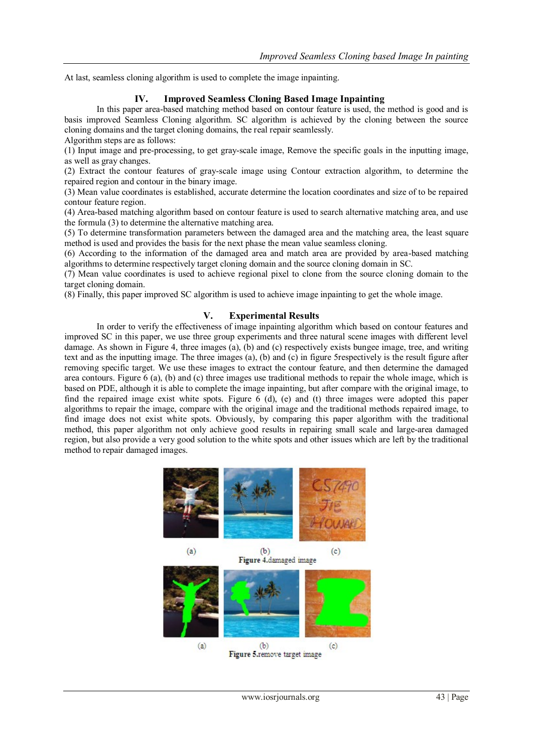At last, seamless cloning algorithm is used to complete the image inpainting.

## IV. Improved Seamless Cloning Based Image Inpainting

In this paper area-based matching method based on contour feature is used, the method is good and is basis improved Seamless Cloning algorithm. SC algorithm is achieved by the cloning between the source cloning domains and the target cloning domains, the real repair seamlessly.

Algorithm steps are as follows:

(1) Input image and pre-processing, to get gray-scale image, Remove the specific goals in the inputting image, as well as gray changes.

(2) Extract the contour features of gray-scale image using Contour extraction algorithm, to determine the repaired region and contour in the binary image.

(3) Mean value coordinates is established, accurate determine the location coordinates and size of to be repaired contour feature region.

(4) Area-based matching algorithm based on contour feature is used to search alternative matching area, and use the formula (3) to determine the alternative matching area.

(5) To determine transformation parameters between the damaged area and the matching area, the least square method is used and provides the basis for the next phase the mean value seamless cloning.

(6) According to the information of the damaged area and match area are provided by area-based matching algorithms to determine respectively target cloning domain and the source cloning domain in SC.

(7) Mean value coordinates is used to achieve regional pixel to clone from the source cloning domain to the target cloning domain.

(8) Finally, this paper improved SC algorithm is used to achieve image inpainting to get the whole image.

## V. Experimental Results

In order to verify the effectiveness of image inpainting algorithm which based on contour features and improved SC in this paper, we use three group experiments and three natural scene images with different level damage. As shown in Figure 4, three images (a), (b) and (c) respectively exists bungee image, tree, and writing text and as the inputting image. The three images (a), (b) and (c) in figure 5respectively is the result figure after removing specific target. We use these images to extract the contour feature, and then determine the damaged area contours. Figure 6 (a), (b) and (c) three images use traditional methods to repair the whole image, which is based on PDE, although it is able to complete the image inpainting, but after compare with the original image, to find the repaired image exist white spots. Figure 6 (d), (e) and (t) three images were adopted this paper algorithms to repair the image, compare with the original image and the traditional methods repaired image, to find image does not exist white spots. Obviously, by comparing this paper algorithm with the traditional method, this paper algorithm not only achieve good results in repairing small scale and large-area damaged region, but also provide a very good solution to the white spots and other issues which are left by the traditional method to repair damaged images.

(a) (b) (c)

**Figure 4.**damaged image

(a) (b) (c)

**Figure 5.**remove target image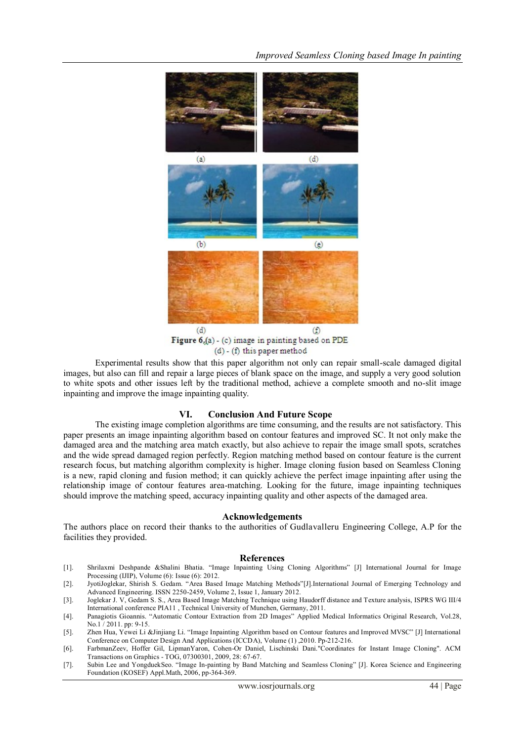Figure 6.(a) - (c) image in painting based on PDE
(d) - (f) this paper method

Experimental results show that this paper algorithm not only can repair small-scale damaged digital images, but also can fill and repair a large pieces of blank space on the image, and supply a very good solution to white spots and other issues left by the traditional method, achieve a complete smooth and no-slit image inpainting and improve the image inpainting quality.

## VI. Conclusion And Future Scope

The existing image completion algorithms are time consuming, and the results are not satisfactory. This paper presents an image inpainting algorithm based on contour features and improved SC. It not only make the damaged area and the matching area match exactly, but also achieve to repair the image small spots, scratches and the wide spread damaged region perfectly. Region matching method based on contour feature is the current research focus, but matching algorithm complexity is higher. Image cloning fusion based on Seamless Cloning is a new, rapid cloning and fusion method; it can quickly achieve the perfect image inpainting after using the relationship image of contour features area-matching. Looking for the future, image inpainting techniques should improve the matching speed, accuracy inpainting quality and other aspects of the damaged area.

## Acknowledgements

The authors place on record their thanks to the authorities of Gudlavalleru Engineering College, A.P for the facilities they provided.

## References

[1]. Shrilaxmi Deshpande &Shalini Bhatia. "Image Inpainting Using Cloning Algorithms" [J] International Journal for Image Processing (IJIP), Volume (6): Issue (6): 2012.

[2]. JyotiJoglekar, Shirish S. Gedam. "Area Based Image Matching Methods"[J].International Journal of Emerging Technology and Advanced Engineering. ISSN 2250-2459, Volume 2, Issue 1, January 2012.

[3]. Joglekar J. V, Gedam S. S., Area Based Image Matching Technique using Haudorff distance and Texture analysis, ISPRS WG III/4 International conference PIA11 , Technical University of Munchen, Germany, 2011.

[4]. Panagiotis Gioannis. "Automatic Contour Extraction from 2D Images" Applied Medical Informatics Original Research, Vol.28, No.1 / 2011. pp: 9-15.

[5]. Zhen Hua, Yewei Li &Jinjiang Li. "Image Inpainting Algorithm based on Contour features and Improved MVSC" [J] International Conference on Computer Design And Applications (ICCDA), Volume (1) ,2010. Pp-212-216.

[6]. FarbmanZeev, Hoffer Gil, LipmanYaron, Cohen-Or Daniel, Lischinski Dani."Coordinates for Instant Image Cloning". ACM Transactions on Graphics - TOG, 07300301, 2009, 28: 67-67.

[7]. Subin Lee and YongduekSeo. "Image In-painting by Band Matching and Seamless Cloning" [J]. Korea Science and Engineering Foundation (KOSEF) Appl.Math, 2006, pp-364-369.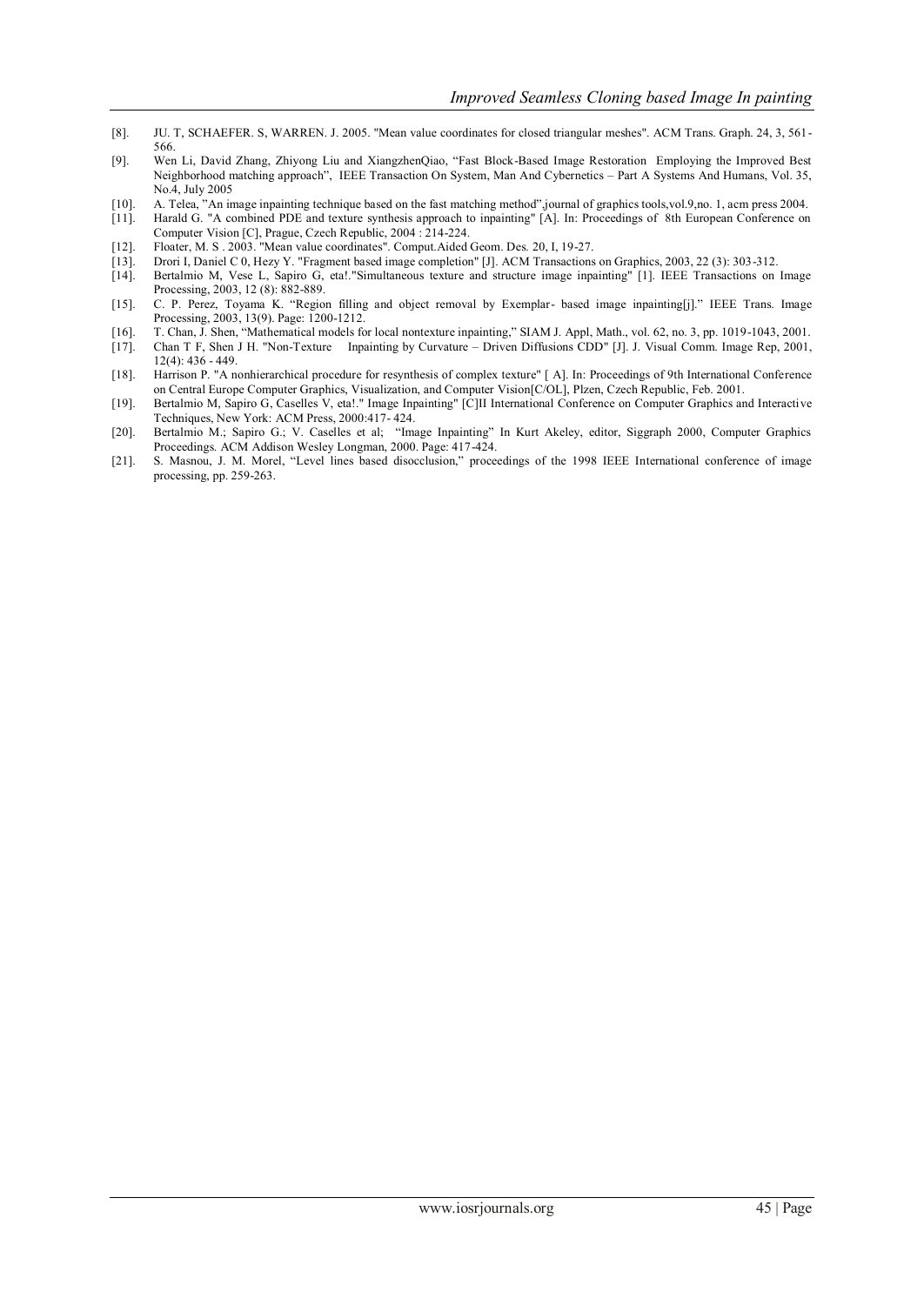[8]. JU. T, SCHAEFER. S, WARREN. J. 2005. "Mean value coordinates for closed triangular meshes". ACM Trans. Graph. 24, 3, 561-566.

[9]. Wen Li, David Zhang, Zhiyong Liu and XiangzhenQiao, "Fast Block-Based Image Restoration Employing the Improved Best Neighborhood matching approach", IEEE Transaction On System, Man And Cybernetics – Part A Systems And Humans, Vol. 35, No.4, July 2005

[10]. A. Telea, "An image inpainting technique based on the fast matching method",journal of graphics tools,vol.9,no. 1, acm press 2004.

[11]. Harald G. "A combined PDE and texture synthesis approach to inpainting" [A]. In: Proceedings of 8th European Conference on Computer Vision [C], Prague, Czech Republic, 2004 : 214-224.

[12]. Floater, M. S . 2003. "Mean value coordinates". Comput.Aided Geom. Des. 20, I, 19-27.

[13]. Drori I, Daniel C 0, Hezy Y. "Fragment based image completion" [J]. ACM Transactions on Graphics, 2003, 22 (3): 303-312.

[14]. Bertalmio M, Vese L, Sapiro G, eta!."Simultaneous texture and structure image inpainting" [1]. IEEE Transactions on Image Processing, 2003, 12 (8): 882-889.

[15]. C. P. Perez, Toyama K. "Region filling and object removal by Exemplar- based image inpainting[j]." IEEE Trans. Image Processing, 2003, 13(9). Page: 1200-1212.

[16]. T. Chan, J. Shen, "Mathematical models for local nontexture inpainting," SIAM J. Appl, Math., vol. 62, no. 3, pp. 1019-1043, 2001.

[17]. Chan T F, Shen J H. "Non-Texture Inpainting by Curvature – Driven Diffusions CDD" [J]. J. Visual Comm. Image Rep, 2001, 12(4): 436 - 449.

[18]. Harrison P. "A nonhierarchical procedure for resynthesis of complex texture" [ A]. In: Proceedings of 9th International Conference on Central Europe Computer Graphics, Visualization, and Computer Vision[C/OL], Plzen, Czech Republic, Feb. 2001.

[19]. Bertalmio M, Sapiro G, Caselles V, eta!." Image Inpainting" [C]II International Conference on Computer Graphics and Interactive Techniques, New York: ACM Press, 2000:417- 424.

[20]. Bertalmio M.; Sapiro G.; V. Caselles et al; "Image Inpainting" In Kurt Akeley, editor, Siggraph 2000, Computer Graphics Proceedings. ACM Addison Wesley Longman, 2000. Page: 417-424.

[21]. S. Masnou, J. M. Morel, "Level lines based disocclusion," proceedings of the 1998 IEEE International conference of image processing, pp. 259-263.